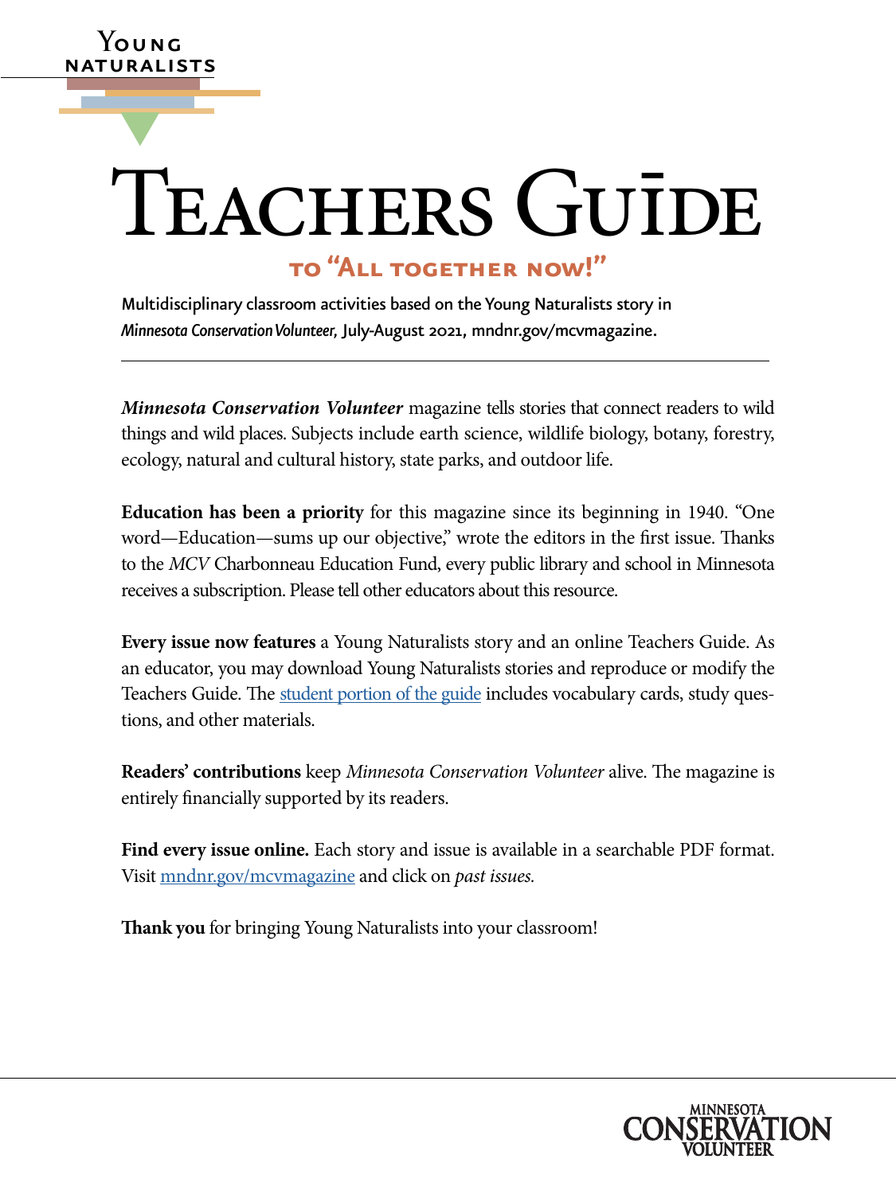Young Naturalists

# Teachers Guide

## to "All together now!"

Multidisciplinary classroom activities based on the Young Naturalists story in *Minnesota Conservation Volunteer,* July-August 2021, mndnr.gov/mcvmagazine.

***Minnesota Conservation Volunteer*** magazine tells stories that connect readers to wild things and wild places. Subjects include earth science, wildlife biology, botany, forestry, ecology, natural and cultural history, state parks, and outdoor life.

**Education has been a priority** for this magazine since its beginning in 1940. "One word—Education—sums up our objective," wrote the editors in the first issue. Thanks to the *MCV* Charbonneau Education Fund, every public library and school in Minnesota receives a subscription. Please tell other educators about this resource.

**Every issue now features** a Young Naturalists story and an online Teachers Guide. As an educator, you may download Young Naturalists stories and reproduce or modify the Teachers Guide. The student portion of the guide includes vocabulary cards, study questions, and other materials.

**Readers' contributions** keep *Minnesota Conservation Volunteer* alive. The magazine is entirely financially supported by its readers.

**Find every issue online.** Each story and issue is available in a searchable PDF format. Visit mndnr.gov/mcvmagazine and click on *past issues.*

**Thank you** for bringing Young Naturalists into your classroom!

Minnesota Conservation Volunteer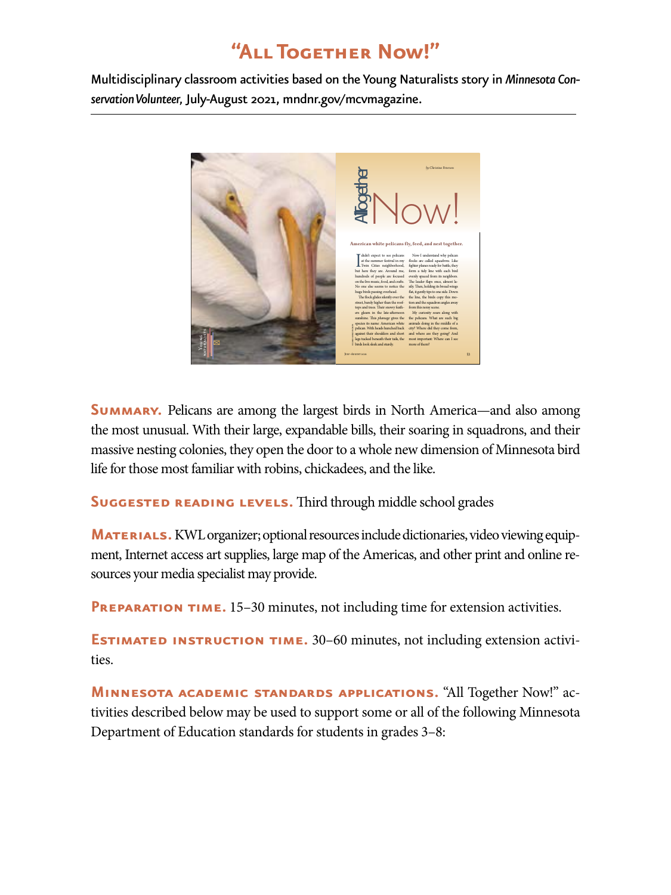# "All Together Now!"

Multidisciplinary classroom activities based on the Young Naturalists story in *Minnesota Conservation Volunteer*, July-August 2021, mndnr.gov/mcvmagazine.

**Summary.** Pelicans are among the largest birds in North America—and also among the most unusual. With their large, expandable bills, their soaring in squadrons, and their massive nesting colonies, they open the door to a whole new dimension of Minnesota bird life for those most familiar with robins, chickadees, and the like.

**Suggested reading levels.** Third through middle school grades

**Materials.** KWL organizer; optional resources include dictionaries, video viewing equipment, Internet access art supplies, large map of the Americas, and other print and online resources your media specialist may provide.

**Preparation time.** 15–30 minutes, not including time for extension activities.

**Estimated instruction time.** 30–60 minutes, not including extension activities.

**Minnesota academic standards applications.** "All Together Now!" activities described below may be used to support some or all of the following Minnesota Department of Education standards for students in grades 3–8: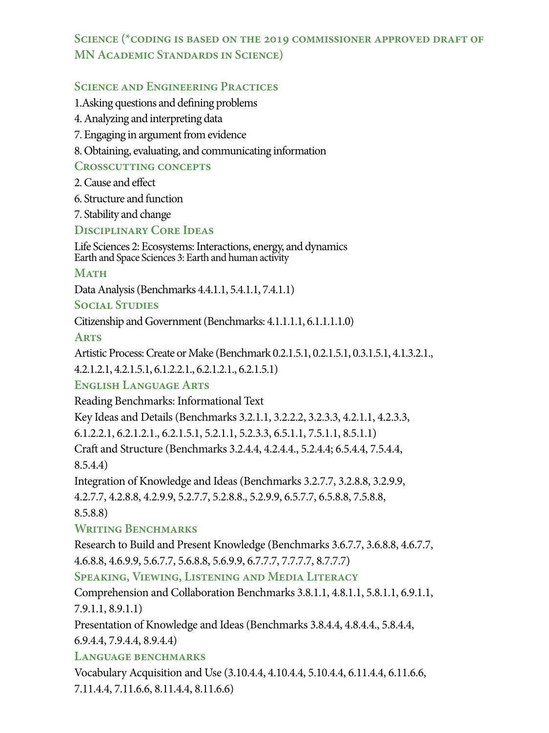## Science (*coding is based on the 2019 commissioner approved draft of MN Academic Standards in Science)

### Science and Engineering Practices

1.Asking questions and defining problems

4. Analyzing and interpreting data

7. Engaging in argument from evidence

8. Obtaining, evaluating, and communicating information

### Crosscutting concepts

2. Cause and effect

6. Structure and function

7. Stability and change

### Disciplinary Core Ideas

Life Sciences 2: Ecosystems: Interactions, energy, and dynamics
Earth and Space Sciences 3: Earth and human activity

### Math

Data Analysis (Benchmarks 4.4.1.1, 5.4.1.1, 7.4.1.1)

### Social Studies

Citizenship and Government (Benchmarks: 4.1.1.1.1, 6.1.1.1.1.0)

### Arts

Artistic Process: Create or Make (Benchmark 0.2.1.5.1, 0.2.1.5.1, 0.3.1.5.1, 4.1.3.2.1., 4.2.1.2.1, 4.2.1.5.1, 6.1.2.2.1., 6.2.1.2.1., 6.2.1.5.1)

### English Language Arts

Reading Benchmarks: Informational Text

Key Ideas and Details (Benchmarks 3.2.1.1, 3.2.2.2, 3.2.3.3, 4.2.1.1, 4.2.3.3, 6.1.2.2.1, 6.2.1.2.1., 6.2.1.5.1, 5.2.1.1, 5.2.3.3, 6.5.1.1, 7.5.1.1, 8.5.1.1)

Craft and Structure (Benchmarks 3.2.4.4, 4.2.4.4., 5.2.4.4; 6.5.4.4, 7.5.4.4, 8.5.4.4)

Integration of Knowledge and Ideas (Benchmarks 3.2.7.7, 3.2.8.8, 3.2.9.9, 4.2.7.7, 4.2.8.8, 4.2.9.9, 5.2.7.7, 5.2.8.8., 5.2.9.9, 6.5.7.7, 6.5.8.8, 7.5.8.8, 8.5.8.8)

### Writing Benchmarks

Research to Build and Present Knowledge (Benchmarks 3.6.7.7, 3.6.8.8, 4.6.7.7, 4.6.8.8, 4.6.9.9, 5.6.7.7, 5.6.8.8, 5.6.9.9, 6.7.7.7, 7.7.7.7, 8.7.7.7)

### Speaking, Viewing, Listening and Media Literacy

Comprehension and Collaboration Benchmarks 3.8.1.1, 4.8.1.1, 5.8.1.1, 6.9.1.1, 7.9.1.1, 8.9.1.1)

Presentation of Knowledge and Ideas (Benchmarks 3.8.4.4, 4.8.4.4., 5.8.4.4, 6.9.4.4, 7.9.4.4, 8.9.4.4)

### Language benchmarks

Vocabulary Acquisition and Use (3.10.4.4, 4.10.4.4, 5.10.4.4, 6.11.4.4, 6.11.6.6, 7.11.4.4, 7.11.6.6, 8.11.4.4, 8.11.6.6)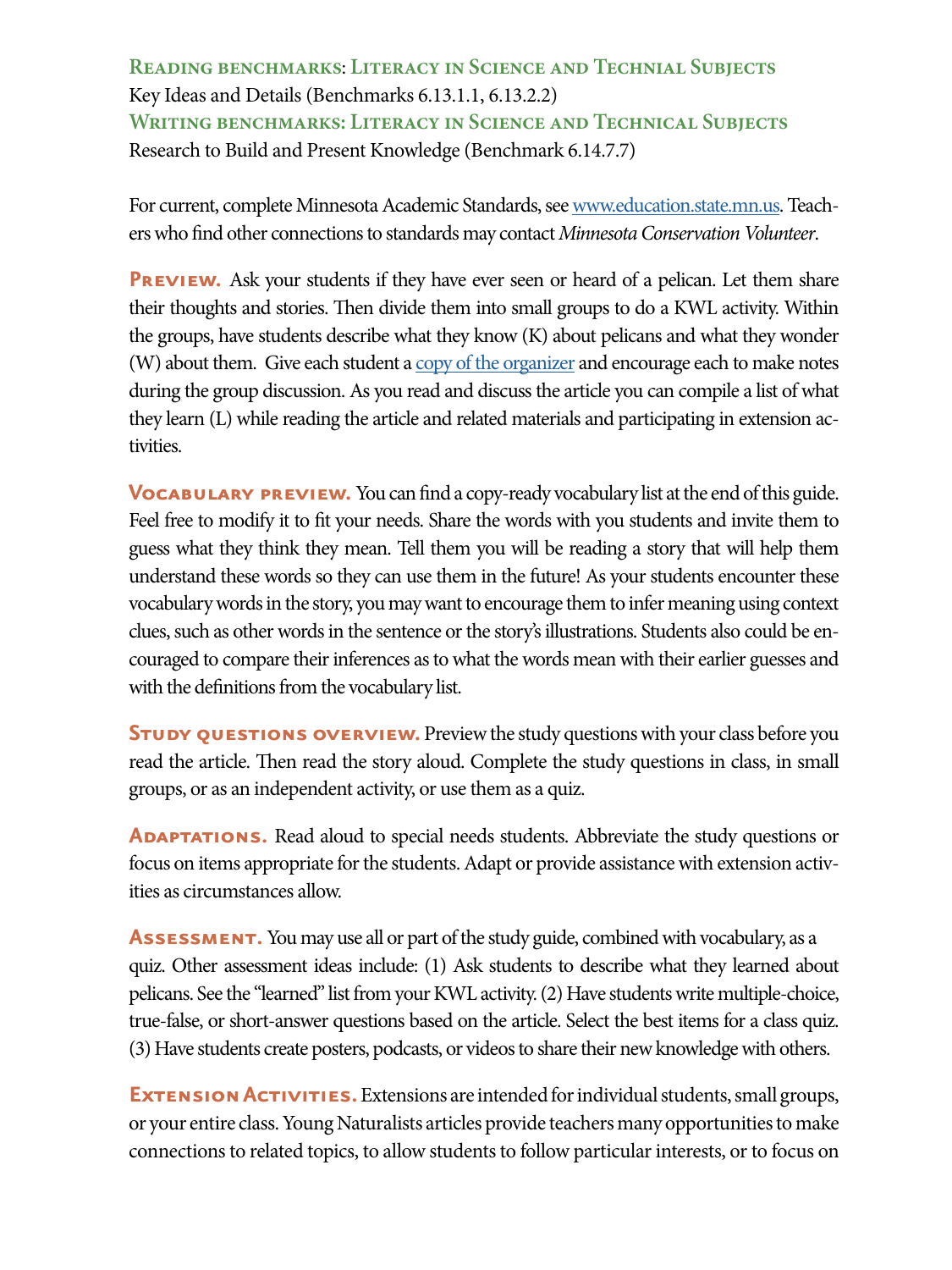**Reading benchmarks: Literacy in Science and Technial Subjects**
Key Ideas and Details (Benchmarks 6.13.1.1, 6.13.2.2)
**Writing benchmarks: Literacy in Science and Technical Subjects**
Research to Build and Present Knowledge (Benchmark 6.14.7.7)

For current, complete Minnesota Academic Standards, see [www.education.state.mn.us](www.education.state.mn.us). Teachers who find other connections to standards may contact *Minnesota Conservation Volunteer*.

**Preview.** Ask your students if they have ever seen or heard of a pelican. Let them share their thoughts and stories. Then divide them into small groups to do a KWL activity. Within the groups, have students describe what they know (K) about pelicans and what they wonder (W) about them. Give each student a [copy of the organizer]() and encourage each to make notes during the group discussion. As you read and discuss the article you can compile a list of what they learn (L) while reading the article and related materials and participating in extension activities.

**Vocabulary preview.** You can find a copy-ready vocabulary list at the end of this guide. Feel free to modify it to fit your needs. Share the words with you students and invite them to guess what they think they mean. Tell them you will be reading a story that will help them understand these words so they can use them in the future! As your students encounter these vocabulary words in the story, you may want to encourage them to infer meaning using context clues, such as other words in the sentence or the story's illustrations. Students also could be encouraged to compare their inferences as to what the words mean with their earlier guesses and with the definitions from the vocabulary list.

**Study questions overview.** Preview the study questions with your class before you read the article. Then read the story aloud. Complete the study questions in class, in small groups, or as an independent activity, or use them as a quiz.

**Adaptations.** Read aloud to special needs students. Abbreviate the study questions or focus on items appropriate for the students. Adapt or provide assistance with extension activities as circumstances allow.

**Assessment.** You may use all or part of the study guide, combined with vocabulary, as a quiz. Other assessment ideas include: (1) Ask students to describe what they learned about pelicans. See the "learned" list from your KWL activity. (2) Have students write multiple-choice, true-false, or short-answer questions based on the article. Select the best items for a class quiz. (3) Have students create posters, podcasts, or videos to share their new knowledge with others.

**Extension Activities.** Extensions are intended for individual students, small groups, or your entire class. Young Naturalists articles provide teachers many opportunities to make connections to related topics, to allow students to follow particular interests, or to focus on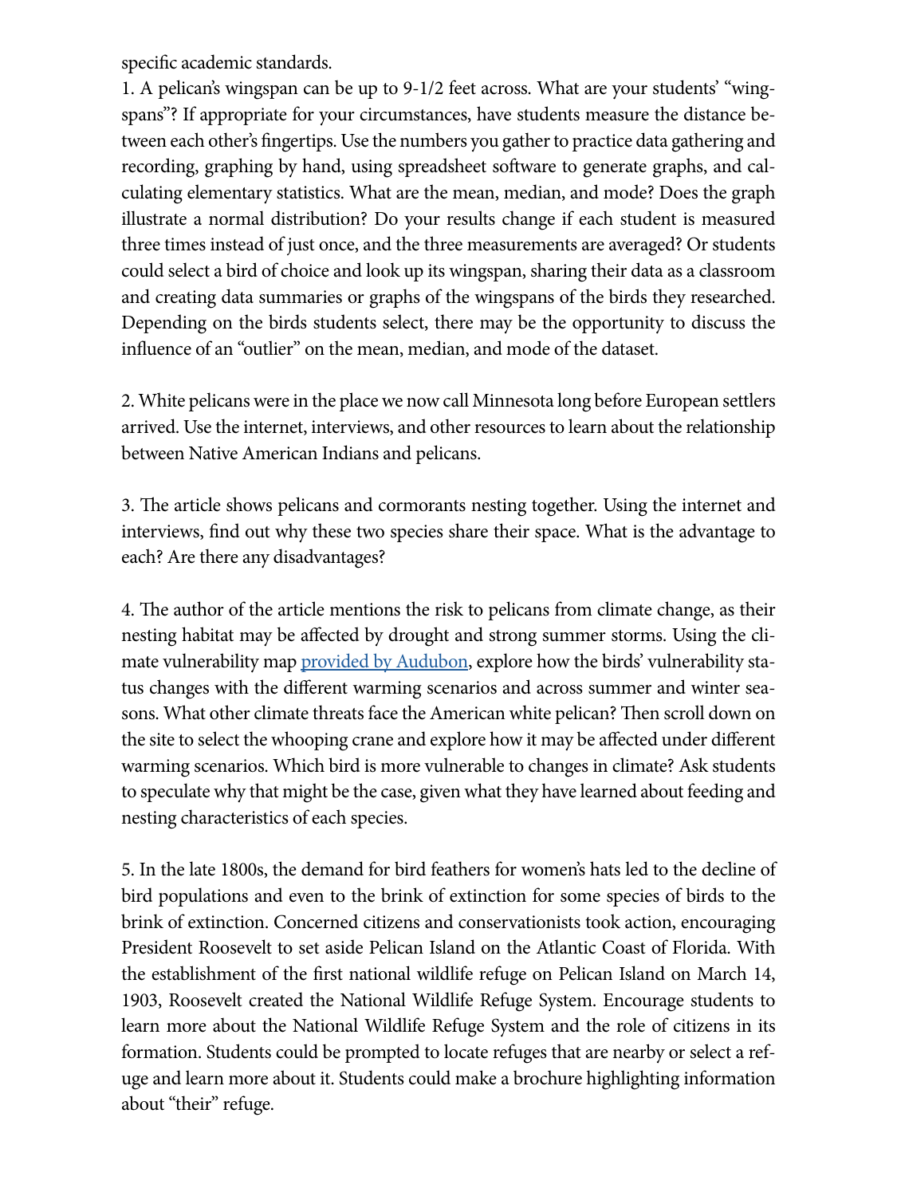specific academic standards.

1. A pelican's wingspan can be up to 9-1/2 feet across. What are your students' "wingspans"? If appropriate for your circumstances, have students measure the distance between each other's fingertips. Use the numbers you gather to practice data gathering and recording, graphing by hand, using spreadsheet software to generate graphs, and calculating elementary statistics. What are the mean, median, and mode? Does the graph illustrate a normal distribution? Do your results change if each student is measured three times instead of just once, and the three measurements are averaged? Or students could select a bird of choice and look up its wingspan, sharing their data as a classroom and creating data summaries or graphs of the wingspans of the birds they researched. Depending on the birds students select, there may be the opportunity to discuss the influence of an "outlier" on the mean, median, and mode of the dataset.

2. White pelicans were in the place we now call Minnesota long before European settlers arrived. Use the internet, interviews, and other resources to learn about the relationship between Native American Indians and pelicans.

3. The article shows pelicans and cormorants nesting together. Using the internet and interviews, find out why these two species share their space. What is the advantage to each? Are there any disadvantages?

4. The author of the article mentions the risk to pelicans from climate change, as their nesting habitat may be affected by drought and strong summer storms. Using the climate vulnerability map provided by Audubon, explore how the birds' vulnerability status changes with the different warming scenarios and across summer and winter seasons. What other climate threats face the American white pelican? Then scroll down on the site to select the whooping crane and explore how it may be affected under different warming scenarios. Which bird is more vulnerable to changes in climate? Ask students to speculate why that might be the case, given what they have learned about feeding and nesting characteristics of each species.

5. In the late 1800s, the demand for bird feathers for women's hats led to the decline of bird populations and even to the brink of extinction for some species of birds to the brink of extinction. Concerned citizens and conservationists took action, encouraging President Roosevelt to set aside Pelican Island on the Atlantic Coast of Florida. With the establishment of the first national wildlife refuge on Pelican Island on March 14, 1903, Roosevelt created the National Wildlife Refuge System. Encourage students to learn more about the National Wildlife Refuge System and the role of citizens in its formation. Students could be prompted to locate refuges that are nearby or select a refuge and learn more about it. Students could make a brochure highlighting information about "their" refuge.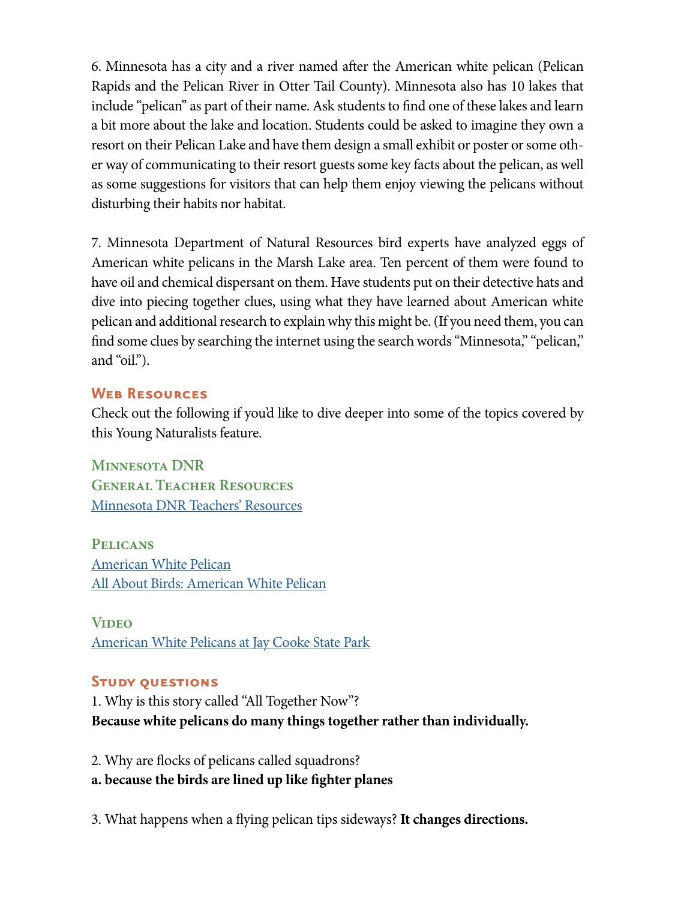6. Minnesota has a city and a river named after the American white pelican (Pelican Rapids and the Pelican River in Otter Tail County). Minnesota also has 10 lakes that include "pelican" as part of their name. Ask students to find one of these lakes and learn a bit more about the lake and location. Students could be asked to imagine they own a resort on their Pelican Lake and have them design a small exhibit or poster or some other way of communicating to their resort guests some key facts about the pelican, as well as some suggestions for visitors that can help them enjoy viewing the pelicans without disturbing their habits nor habitat.

7. Minnesota Department of Natural Resources bird experts have analyzed eggs of American white pelicans in the Marsh Lake area. Ten percent of them were found to have oil and chemical dispersant on them. Have students put on their detective hats and dive into piecing together clues, using what they have learned about American white pelican and additional research to explain why this might be. (If you need them, you can find some clues by searching the internet using the search words "Minnesota," "pelican," and "oil.").

## Web Resources

Check out the following if you'd like to dive deeper into some of the topics covered by this Young Naturalists feature.

### Minnesota DNR

### General Teacher Resources

Minnesota DNR Teachers' Resources

### Pelicans

American White Pelican

All About Birds: American White Pelican

### Video

American White Pelicans at Jay Cooke State Park

## Study questions

1. Why is this story called "All Together Now"?
**Because white pelicans do many things together rather than individually.**

2. Why are flocks of pelicans called squadrons?
**a. because the birds are lined up like fighter planes**

3. What happens when a flying pelican tips sideways? **It changes directions.**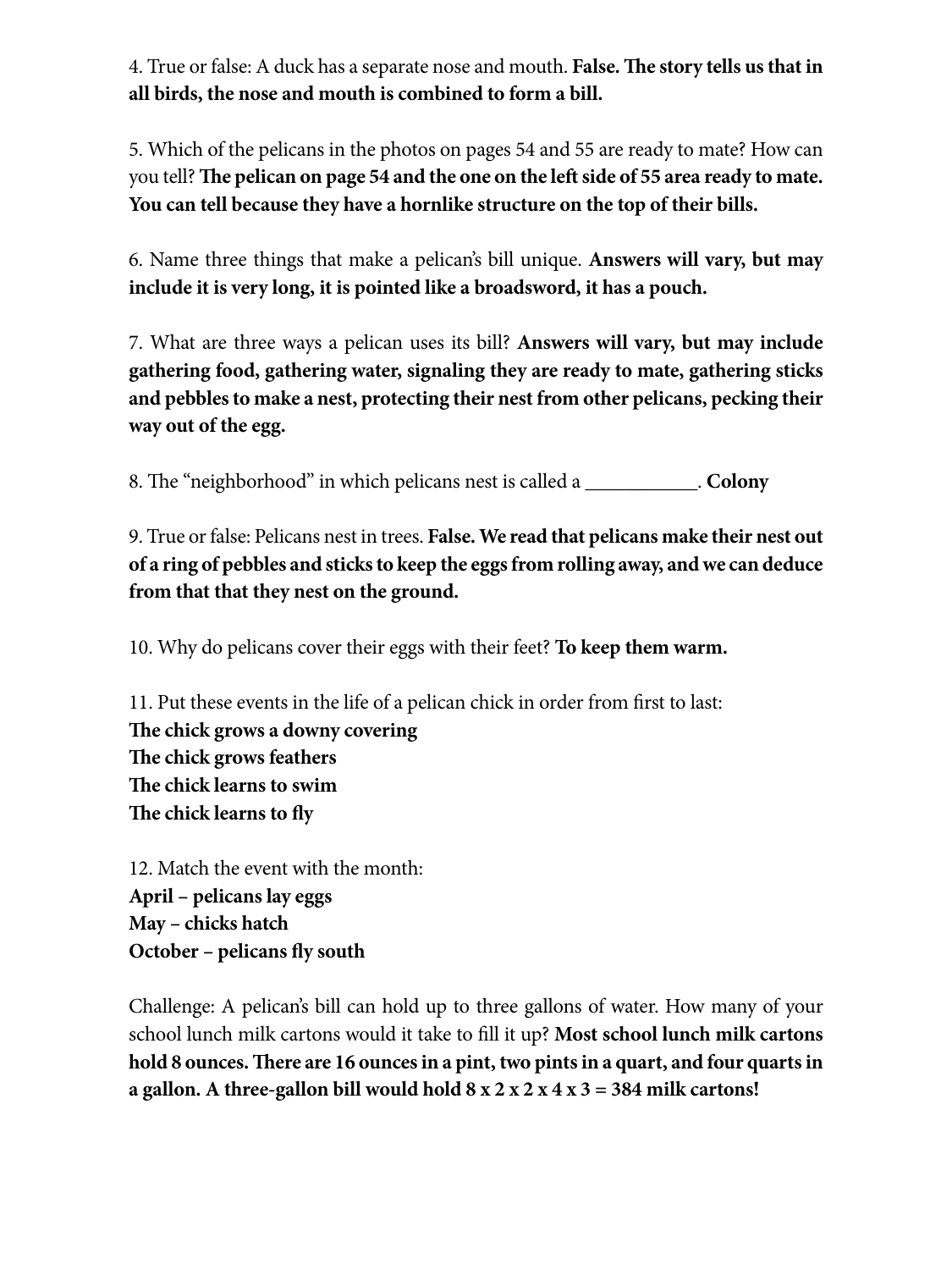4. True or false: A duck has a separate nose and mouth. **False. The story tells us that in all birds, the nose and mouth is combined to form a bill.**

5. Which of the pelicans in the photos on pages 54 and 55 are ready to mate? How can you tell? **The pelican on page 54 and the one on the left side of 55 area ready to mate. You can tell because they have a hornlike structure on the top of their bills.**

6. Name three things that make a pelican's bill unique. **Answers will vary, but may include it is very long, it is pointed like a broadsword, it has a pouch.**

7. What are three ways a pelican uses its bill? **Answers will vary, but may include gathering food, gathering water, signaling they are ready to mate, gathering sticks and pebbles to make a nest, protecting their nest from other pelicans, pecking their way out of the egg.**

8. The "neighborhood" in which pelicans nest is called a ___________. **Colony**

9. True or false: Pelicans nest in trees. **False. We read that pelicans make their nest out of a ring of pebbles and sticks to keep the eggs from rolling away, and we can deduce from that that they nest on the ground.**

10. Why do pelicans cover their eggs with their feet? **To keep them warm.**

11. Put these events in the life of a pelican chick in order from first to last:
**The chick grows a downy covering**
**The chick grows feathers**
**The chick learns to swim**
**The chick learns to fly**

12. Match the event with the month:
**April – pelicans lay eggs**
**May – chicks hatch**
**October – pelicans fly south**

Challenge: A pelican's bill can hold up to three gallons of water. How many of your school lunch milk cartons would it take to fill it up? **Most school lunch milk cartons hold 8 ounces. There are 16 ounces in a pint, two pints in a quart, and four quarts in a gallon. A three-gallon bill would hold 8 x 2 x 2 x 4 x 3 = 384 milk cartons!**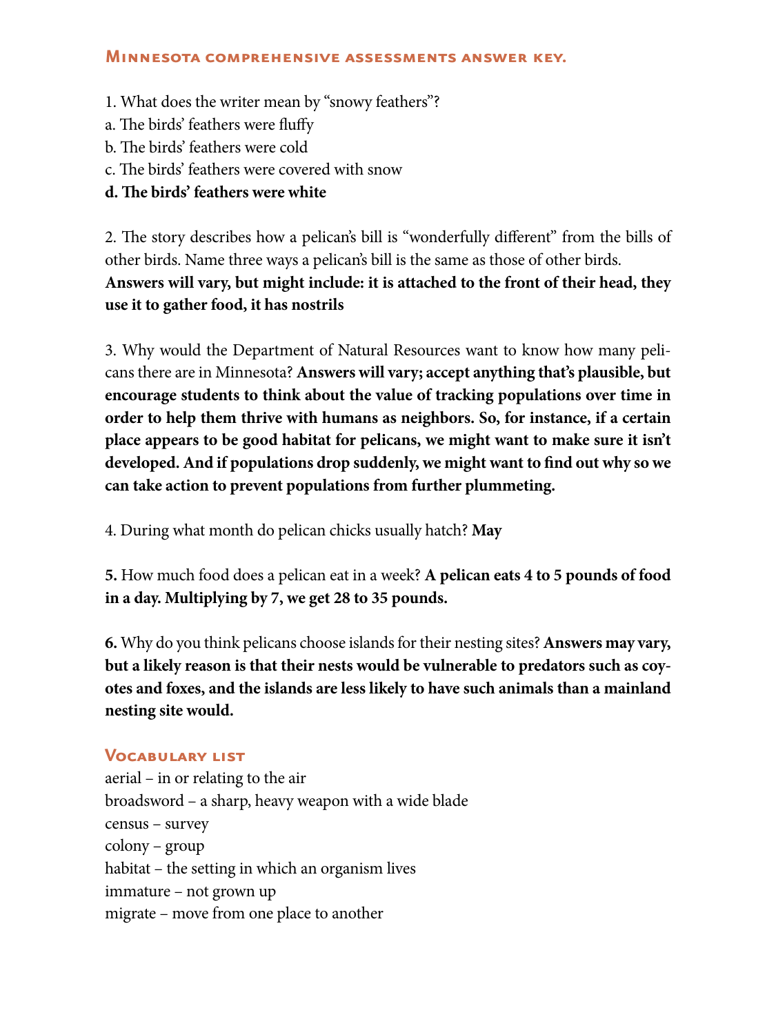## Minnesota comprehensive assessments answer key.

1. What does the writer mean by "snowy feathers"?
a. The birds' feathers were fluffy
b. The birds' feathers were cold
c. The birds' feathers were covered with snow
**d. The birds' feathers were white**

2. The story describes how a pelican's bill is "wonderfully different" from the bills of other birds. Name three ways a pelican's bill is the same as those of other birds.
**Answers will vary, but might include: it is attached to the front of their head, they use it to gather food, it has nostrils**

3. Why would the Department of Natural Resources want to know how many pelicans there are in Minnesota? **Answers will vary; accept anything that's plausible, but encourage students to think about the value of tracking populations over time in order to help them thrive with humans as neighbors. So, for instance, if a certain place appears to be good habitat for pelicans, we might want to make sure it isn't developed. And if populations drop suddenly, we might want to find out why so we can take action to prevent populations from further plummeting.**

4. During what month do pelican chicks usually hatch? **May**

**5.** How much food does a pelican eat in a week? **A pelican eats 4 to 5 pounds of food in a day. Multiplying by 7, we get 28 to 35 pounds.**

**6.** Why do you think pelicans choose islands for their nesting sites? **Answers may vary, but a likely reason is that their nests would be vulnerable to predators such as coyotes and foxes, and the islands are less likely to have such animals than a mainland nesting site would.**

## Vocabulary list

aerial – in or relating to the air
broadsword – a sharp, heavy weapon with a wide blade
census – survey
colony – group
habitat – the setting in which an organism lives
immature – not grown up
migrate – move from one place to another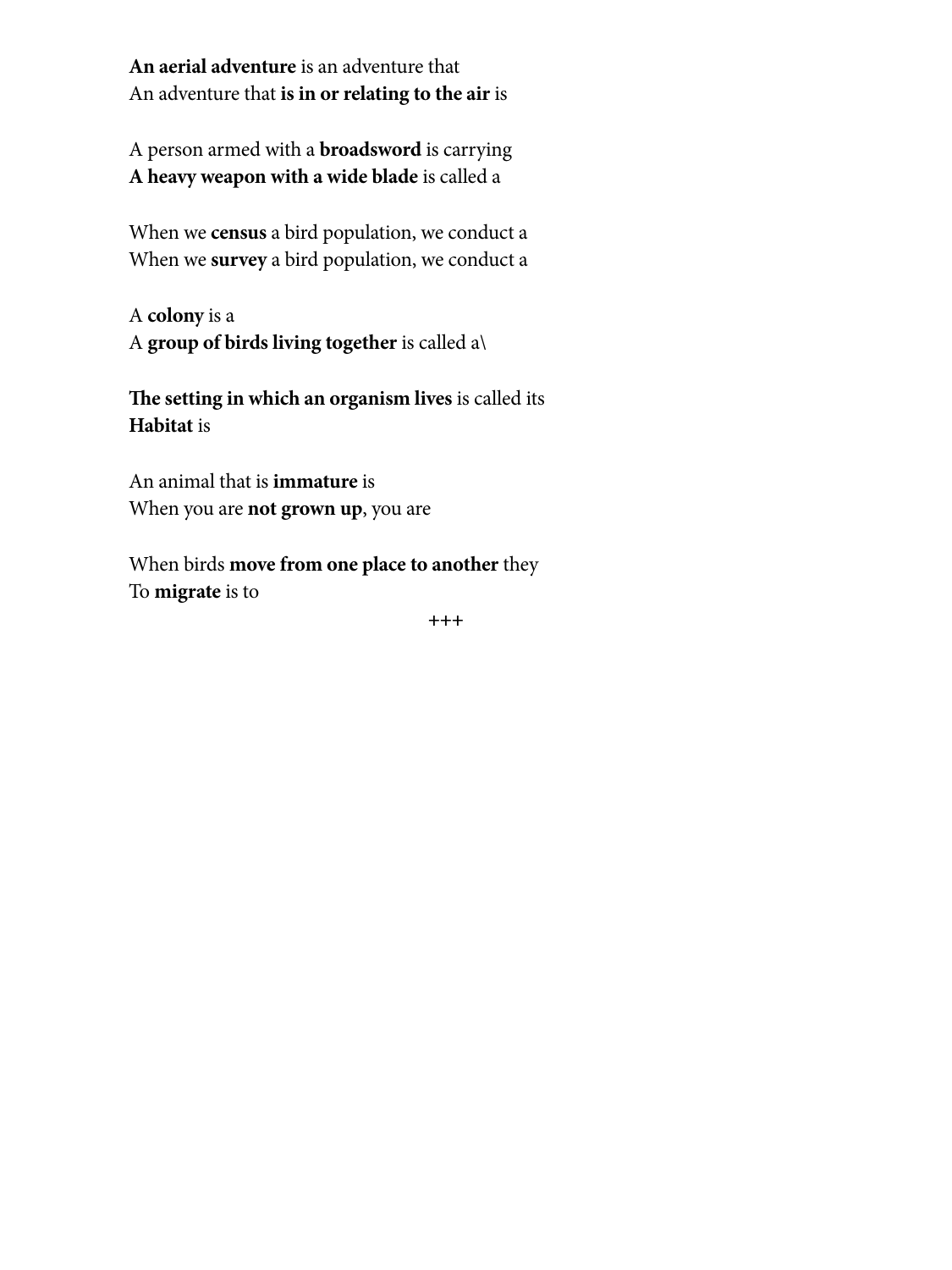**An aerial adventure** is an adventure that
An adventure that **is in or relating to the air** is

A person armed with a **broadsword** is carrying
**A heavy weapon with a wide blade** is called a

When we **census** a bird population, we conduct a
When we **survey** a bird population, we conduct a

A **colony** is a
A **group of birds living together** is called a\

**The setting in which an organism lives** is called its
**Habitat** is

An animal that is **immature** is
When you are **not grown up**, you are

When birds **move from one place to another** they
To **migrate** is to

+++